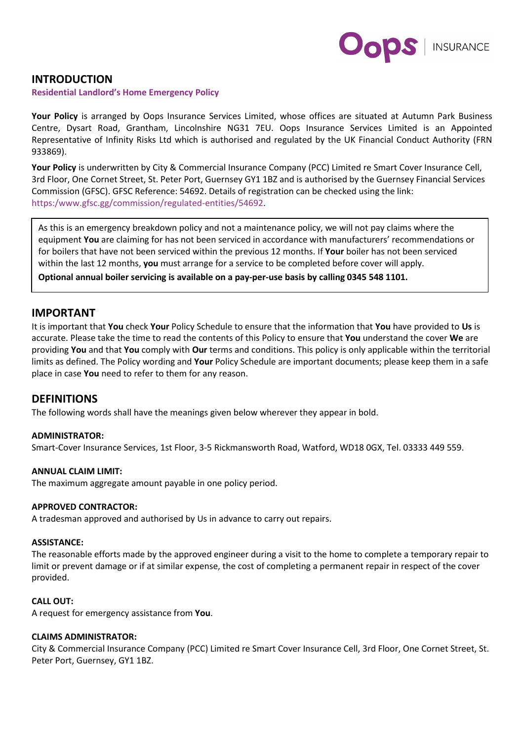## INTRODUCTION

**Residential Landlord's Home Emergency Policy**

**Your Policy** is arranged by Oops Insurance Services Limited, whose offices are situated at Autumn Park Business Centre, Dysart Road, Grantham, Lincolnshire NG31 7EU. Oops Insurance Services Limited is an Appointed Representative of Infinity Risks Ltd which is authorised and regulated by the UK Financial Conduct Authority (FRN 933869).

**Your Policy** is underwritten by City & Commercial Insurance Company (PCC) Limited re Smart Cover Insurance Cell, 3rd Floor, One Cornet Street, St. Peter Port, Guernsey GY1 1BZ and is authorised by the Guernsey Financial Services Commission (GFSC). GFSC Reference: 54692. Details of registration can be checked using the link: https:/www.gfsc.gg/commission/regulated-entities/54692.

As this is an emergency breakdown policy and not a maintenance policy, we will not pay claims where the equipment **You** are claiming for has not been serviced in accordance with manufacturers' recommendations or for boilers that have not been serviced within the previous 12 months. If **Your** boiler has not been serviced within the last 12 months, **you** must arrange for a service to be completed before cover will apply.

**Optional annual boiler servicing is available on a pay-per-use basis by calling 0345 548 1101.**

## IMPORTANT

It is important that **You** check **Your** Policy Schedule to ensure that the information that **You** have provided to **Us** is accurate. Please take the time to read the contents of this Policy to ensure that **You** understand the cover **We** are providing **You** and that **You** comply with **Our** terms and conditions. This policy is only applicable within the territorial limits as defined. The Policy wording and **Your** Policy Schedule are important documents; please keep them in a safe place in case **You** need to refer to them for any reason.

## DEFINITIONS

The following words shall have the meanings given below wherever they appear in bold.

**ADMINISTRATOR:**
Smart-Cover Insurance Services, 1st Floor, 3-5 Rickmansworth Road, Watford, WD18 0GX, Tel. 03333 449 559.

**ANNUAL CLAIM LIMIT:**
The maximum aggregate amount payable in one policy period.

**APPROVED CONTRACTOR:**
A tradesman approved and authorised by Us in advance to carry out repairs.

**ASSISTANCE:**
The reasonable efforts made by the approved engineer during a visit to the home to complete a temporary repair to limit or prevent damage or if at similar expense, the cost of completing a permanent repair in respect of the cover provided.

**CALL OUT:**
A request for emergency assistance from **You**.

**CLAIMS ADMINISTRATOR:**
City & Commercial Insurance Company (PCC) Limited re Smart Cover Insurance Cell, 3rd Floor, One Cornet Street, St. Peter Port, Guernsey, GY1 1BZ.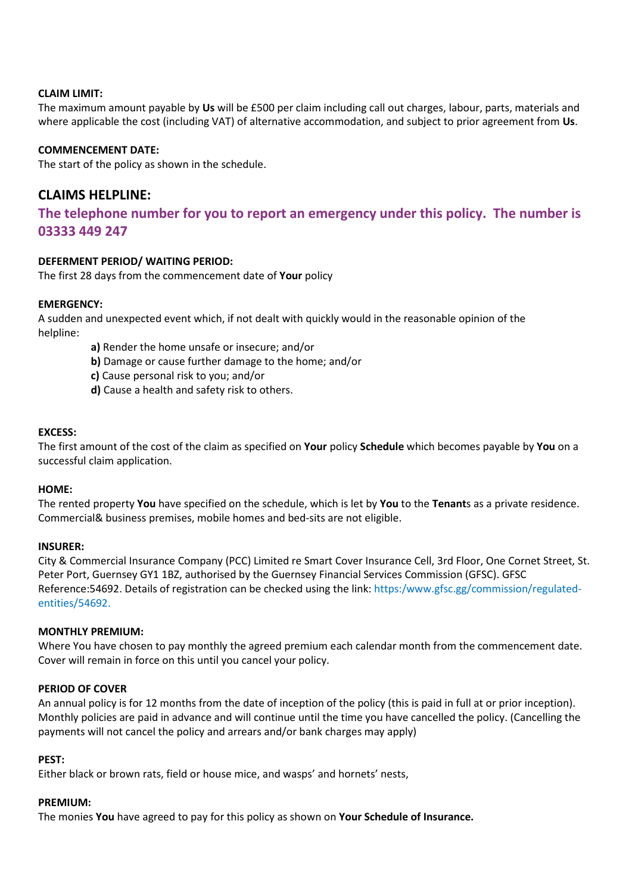**CLAIM LIMIT:**
The maximum amount payable by **Us** will be £500 per claim including call out charges, labour, parts, materials and where applicable the cost (including VAT) of alternative accommodation, and subject to prior agreement from **Us**.

**COMMENCEMENT DATE:**
The start of the policy as shown in the schedule.

## CLAIMS HELPLINE:

### The telephone number for you to report an emergency under this policy. The number is 03333 449 247

**DEFERMENT PERIOD/ WAITING PERIOD:**
The first 28 days from the commencement date of **Your** policy

**EMERGENCY:**
A sudden and unexpected event which, if not dealt with quickly would in the reasonable opinion of the helpline:

- **a)** Render the home unsafe or insecure; and/or
- **b)** Damage or cause further damage to the home; and/or
- **c)** Cause personal risk to you; and/or
- **d)** Cause a health and safety risk to others.

**EXCESS:**
The first amount of the cost of the claim as specified on **Your** policy **Schedule** which becomes payable by **You** on a successful claim application.

**HOME:**
The rented property **You** have specified on the schedule, which is let by **You** to the **Tenant**s as a private residence. Commercial& business premises, mobile homes and bed-sits are not eligible.

**INSURER:**
City & Commercial Insurance Company (PCC) Limited re Smart Cover Insurance Cell, 3rd Floor, One Cornet Street, St. Peter Port, Guernsey GY1 1BZ, authorised by the Guernsey Financial Services Commission (GFSC). GFSC Reference:54692. Details of registration can be checked using the link: https:/www.gfsc.gg/commission/regulated-entities/54692.

**MONTHLY PREMIUM:**
Where You have chosen to pay monthly the agreed premium each calendar month from the commencement date. Cover will remain in force on this until you cancel your policy.

**PERIOD OF COVER**
An annual policy is for 12 months from the date of inception of the policy (this is paid in full at or prior inception). Monthly policies are paid in advance and will continue until the time you have cancelled the policy. (Cancelling the payments will not cancel the policy and arrears and/or bank charges may apply)

**PEST:**
Either black or brown rats, field or house mice, and wasps' and hornets' nests,

**PREMIUM:**
The monies **You** have agreed to pay for this policy as shown on **Your Schedule of Insurance.**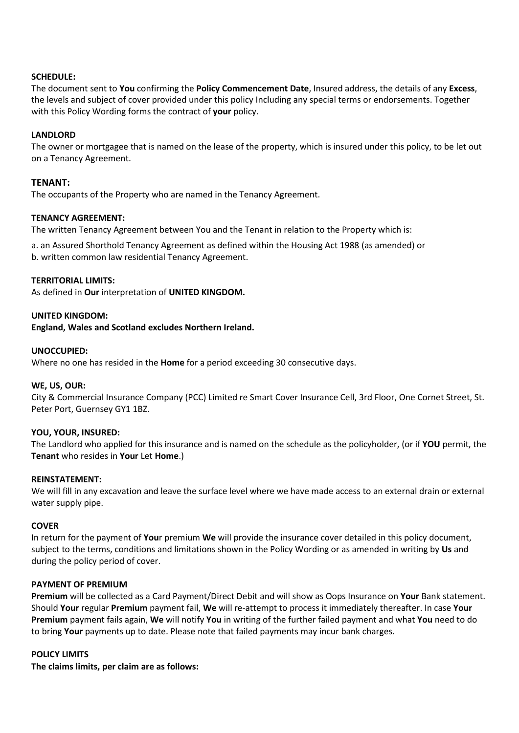**SCHEDULE:**
The document sent to **You** confirming the **Policy Commencement Date**, Insured address, the details of any **Excess**, the levels and subject of cover provided under this policy Including any special terms or endorsements. Together with this Policy Wording forms the contract of **your** policy.

**LANDLORD**
The owner or mortgagee that is named on the lease of the property, which is insured under this policy, to be let out on a Tenancy Agreement.

**TENANT:**
The occupants of the Property who are named in the Tenancy Agreement.

**TENANCY AGREEMENT:**
The written Tenancy Agreement between You and the Tenant in relation to the Property which is:

a. an Assured Shorthold Tenancy Agreement as defined within the Housing Act 1988 (as amended) or
b. written common law residential Tenancy Agreement.

**TERRITORIAL LIMITS:**
As defined in **Our** interpretation of **UNITED KINGDOM.**

**UNITED KINGDOM:**
**England, Wales and Scotland excludes Northern Ireland.**

**UNOCCUPIED:**
Where no one has resided in the **Home** for a period exceeding 30 consecutive days.

**WE, US, OUR:**
City & Commercial Insurance Company (PCC) Limited re Smart Cover Insurance Cell, 3rd Floor, One Cornet Street, St. Peter Port, Guernsey GY1 1BZ.

**YOU, YOUR, INSURED:**
The Landlord who applied for this insurance and is named on the schedule as the policyholder, (or if **YOU** permit, the **Tenant** who resides in **Your** Let **Home**.)

**REINSTATEMENT:**
We will fill in any excavation and leave the surface level where we have made access to an external drain or external water supply pipe.

**COVER**
In return for the payment of **You**r premium **We** will provide the insurance cover detailed in this policy document, subject to the terms, conditions and limitations shown in the Policy Wording or as amended in writing by **Us** and during the policy period of cover.

**PAYMENT OF PREMIUM**
**Premium** will be collected as a Card Payment/Direct Debit and will show as Oops Insurance on **Your** Bank statement. Should **Your** regular **Premium** payment fail, **We** will re-attempt to process it immediately thereafter. In case **Your Premium** payment fails again, **We** will notify **You** in writing of the further failed payment and what **You** need to do to bring **Your** payments up to date. Please note that failed payments may incur bank charges.

**POLICY LIMITS**
**The claims limits, per claim are as follows:**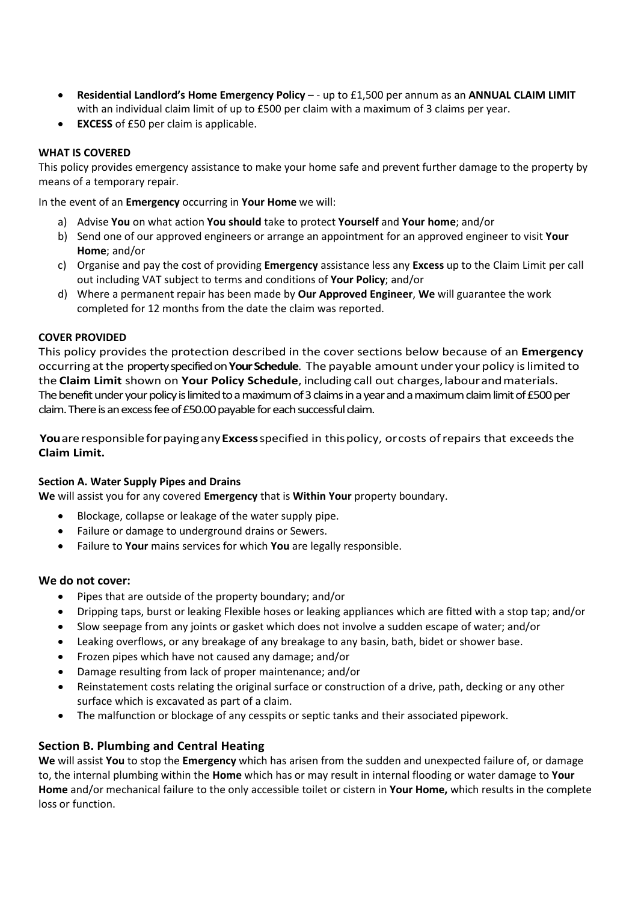- **Residential Landlord's Home Emergency Policy** – - up to £1,500 per annum as an **ANNUAL CLAIM LIMIT** with an individual claim limit of up to £500 per claim with a maximum of 3 claims per year.
- **EXCESS** of £50 per claim is applicable.

**WHAT IS COVERED**

This policy provides emergency assistance to make your home safe and prevent further damage to the property by means of a temporary repair.

In the event of an **Emergency** occurring in **Your Home** we will:

a) Advise **You** on what action **You should** take to protect **Yourself** and **Your home**; and/or
b) Send one of our approved engineers or arrange an appointment for an approved engineer to visit **Your Home**; and/or
c) Organise and pay the cost of providing **Emergency** assistance less any **Excess** up to the Claim Limit per call out including VAT subject to terms and conditions of **Your Policy**; and/or
d) Where a permanent repair has been made by **Our Approved Engineer**, **We** will guarantee the work completed for 12 months from the date the claim was reported.

**COVER PROVIDED**

This policy provides the protection described in the cover sections below because of an **Emergency** occurring at the property specified on **Your Schedule**. The payable amount under your policy is limited to the **Claim Limit** shown on **Your Policy Schedule**, including call out charges, labour and materials. The benefit under your policy is limited to a maximum of 3 claims in a year and a maximum claim limit of £500 per claim. There is an excess fee of £50.00 payable for each successful claim.

**You** are responsible for paying any **Excess** specified in this policy, or costs of repairs that exceeds the **Claim Limit.**

**Section A. Water Supply Pipes and Drains**

**We** will assist you for any covered **Emergency** that is **Within Your** property boundary.

- Blockage, collapse or leakage of the water supply pipe.
- Failure or damage to underground drains or Sewers.
- Failure to **Your** mains services for which **You** are legally responsible.

### We do not cover:

- Pipes that are outside of the property boundary; and/or
- Dripping taps, burst or leaking Flexible hoses or leaking appliances which are fitted with a stop tap; and/or
- Slow seepage from any joints or gasket which does not involve a sudden escape of water; and/or
- Leaking overflows, or any breakage of any breakage to any basin, bath, bidet or shower base.
- Frozen pipes which have not caused any damage; and/or
- Damage resulting from lack of proper maintenance; and/or
- Reinstatement costs relating the original surface or construction of a drive, path, decking or any other surface which is excavated as part of a claim.
- The malfunction or blockage of any cesspits or septic tanks and their associated pipework.

### Section B. Plumbing and Central Heating

**We** will assist **You** to stop the **Emergency** which has arisen from the sudden and unexpected failure of, or damage to, the internal plumbing within the **Home** which has or may result in internal flooding or water damage to **Your Home** and/or mechanical failure to the only accessible toilet or cistern in **Your Home,** which results in the complete loss or function.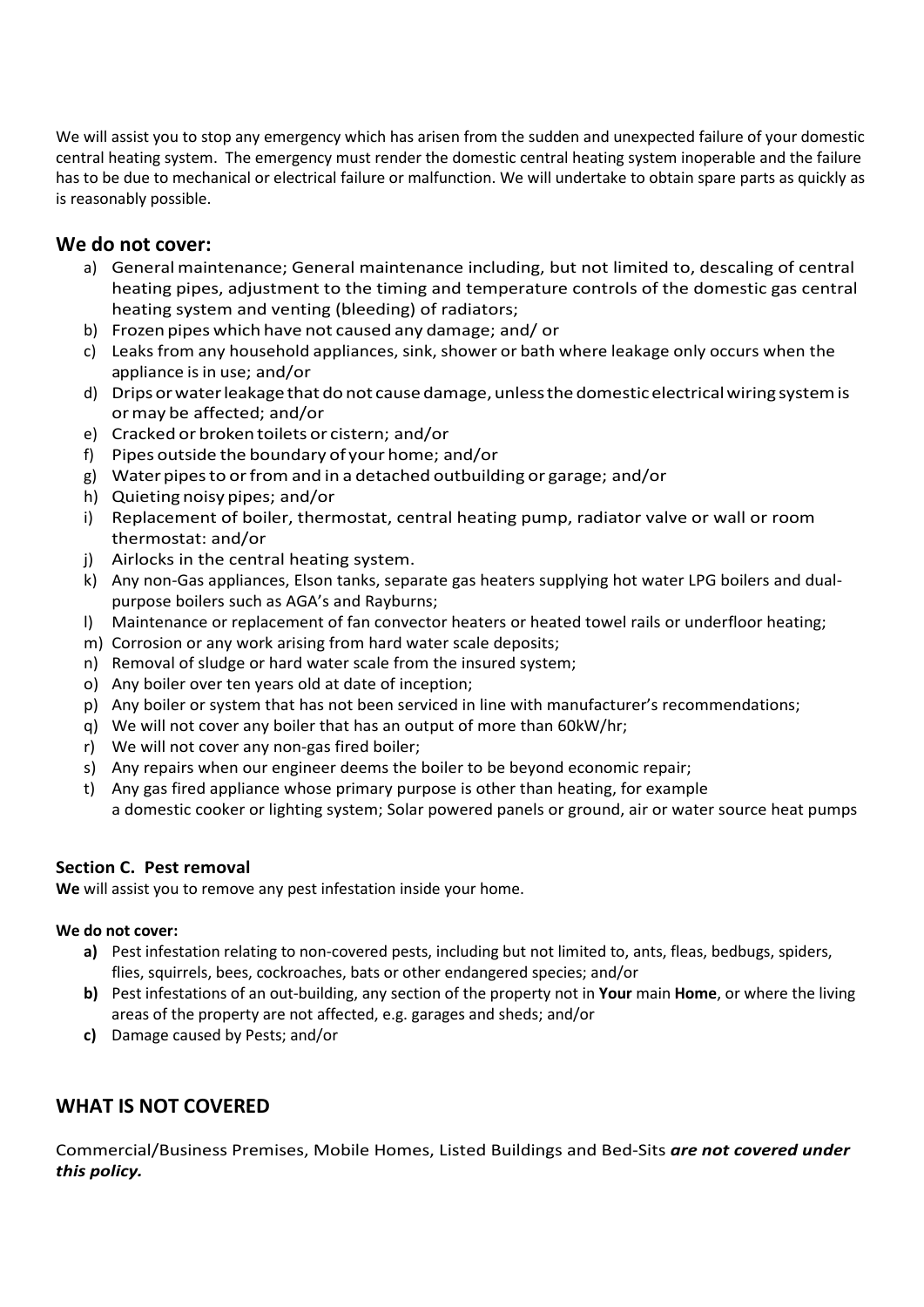We will assist you to stop any emergency which has arisen from the sudden and unexpected failure of your domestic central heating system. The emergency must render the domestic central heating system inoperable and the failure has to be due to mechanical or electrical failure or malfunction. We will undertake to obtain spare parts as quickly as is reasonably possible.

## We do not cover:

a) General maintenance; General maintenance including, but not limited to, descaling of central heating pipes, adjustment to the timing and temperature controls of the domestic gas central heating system and venting (bleeding) of radiators;
b) Frozen pipes which have not caused any damage; and/ or
c) Leaks from any household appliances, sink, shower or bath where leakage only occurs when the appliance is in use; and/or
d) Drips or water leakage that do not cause damage, unless the domestic electrical wiring system is or may be affected; and/or
e) Cracked or broken toilets or cistern; and/or
f) Pipes outside the boundary of your home; and/or
g) Water pipes to or from and in a detached outbuilding or garage; and/or
h) Quieting noisy pipes; and/or
i) Replacement of boiler, thermostat, central heating pump, radiator valve or wall or room thermostat: and/or
j) Airlocks in the central heating system.
k) Any non-Gas appliances, Elson tanks, separate gas heaters supplying hot water LPG boilers and dual-purpose boilers such as AGA's and Rayburns;
l) Maintenance or replacement of fan convector heaters or heated towel rails or underfloor heating;
m) Corrosion or any work arising from hard water scale deposits;
n) Removal of sludge or hard water scale from the insured system;
o) Any boiler over ten years old at date of inception;
p) Any boiler or system that has not been serviced in line with manufacturer's recommendations;
q) We will not cover any boiler that has an output of more than 60kW/hr;
r) We will not cover any non-gas fired boiler;
s) Any repairs when our engineer deems the boiler to be beyond economic repair;
t) Any gas fired appliance whose primary purpose is other than heating, for example a domestic cooker or lighting system; Solar powered panels or ground, air or water source heat pumps

### Section C. Pest removal

**We** will assist you to remove any pest infestation inside your home.

**We do not cover:**

**a)** Pest infestation relating to non-covered pests, including but not limited to, ants, fleas, bedbugs, spiders, flies, squirrels, bees, cockroaches, bats or other endangered species; and/or
**b)** Pest infestations of an out-building, any section of the property not in **Your** main **Home**, or where the living areas of the property are not affected, e.g. garages and sheds; and/or
**c)** Damage caused by Pests; and/or

## WHAT IS NOT COVERED

Commercial/Business Premises, Mobile Homes, Listed Buildings and Bed-Sits ***are not covered under this policy.***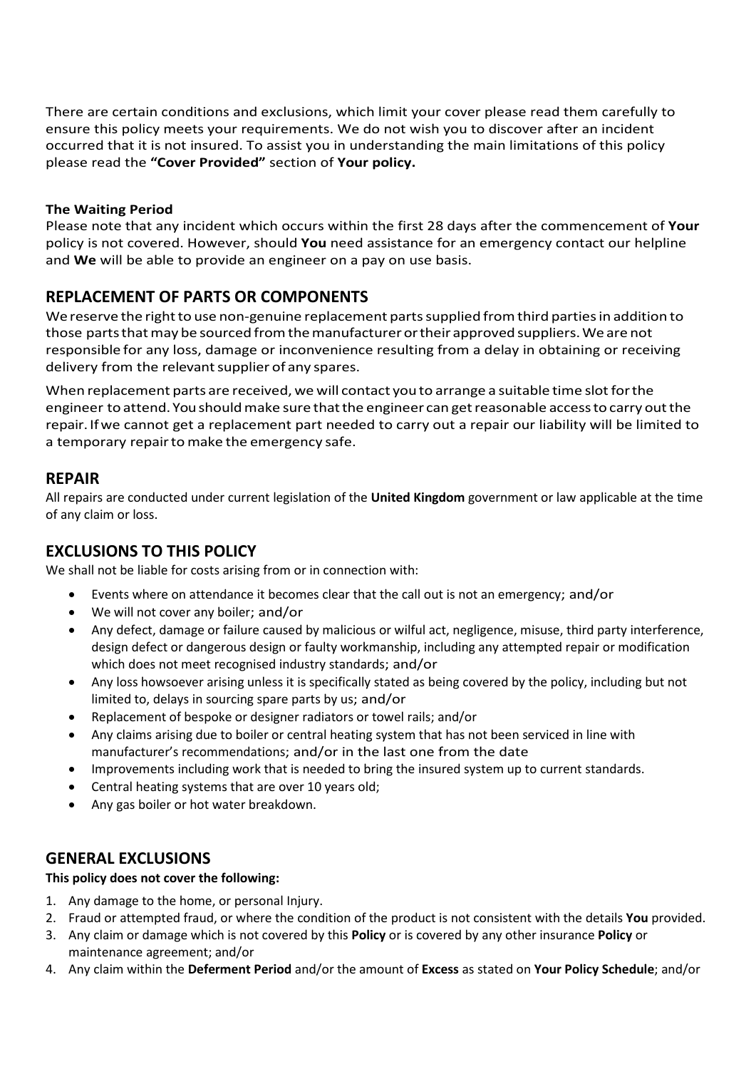There are certain conditions and exclusions, which limit your cover please read them carefully to ensure this policy meets your requirements. We do not wish you to discover after an incident occurred that it is not insured. To assist you in understanding the main limitations of this policy please read the **"Cover Provided"** section of **Your policy.**

**The Waiting Period**

Please note that any incident which occurs within the first 28 days after the commencement of **Your** policy is not covered. However, should **You** need assistance for an emergency contact our helpline and **We** will be able to provide an engineer on a pay on use basis.

## REPLACEMENT OF PARTS OR COMPONENTS

We reserve the right to use non-genuine replacement parts supplied from third parties in addition to those parts that may be sourced from the manufacturer or their approved suppliers. We are not responsible for any loss, damage or inconvenience resulting from a delay in obtaining or receiving delivery from the relevant supplier of any spares.

When replacement parts are received, we will contact you to arrange a suitable time slot for the engineer to attend. You should make sure that the engineer can get reasonable access to carry out the repair. If we cannot get a replacement part needed to carry out a repair our liability will be limited to a temporary repair to make the emergency safe.

## REPAIR

All repairs are conducted under current legislation of the **United Kingdom** government or law applicable at the time of any claim or loss.

## EXCLUSIONS TO THIS POLICY

We shall not be liable for costs arising from or in connection with:

- Events where on attendance it becomes clear that the call out is not an emergency; and/or
- We will not cover any boiler; and/or
- Any defect, damage or failure caused by malicious or wilful act, negligence, misuse, third party interference, design defect or dangerous design or faulty workmanship, including any attempted repair or modification which does not meet recognised industry standards; and/or
- Any loss howsoever arising unless it is specifically stated as being covered by the policy, including but not limited to, delays in sourcing spare parts by us; and/or
- Replacement of bespoke or designer radiators or towel rails; and/or
- Any claims arising due to boiler or central heating system that has not been serviced in line with manufacturer's recommendations; and/or in the last one from the date
- Improvements including work that is needed to bring the insured system up to current standards.
- Central heating systems that are over 10 years old;
- Any gas boiler or hot water breakdown.

## GENERAL EXCLUSIONS

**This policy does not cover the following:**

1. Any damage to the home, or personal Injury.
2. Fraud or attempted fraud, or where the condition of the product is not consistent with the details **You** provided.
3. Any claim or damage which is not covered by this **Policy** or is covered by any other insurance **Policy** or maintenance agreement; and/or
4. Any claim within the **Deferment Period** and/or the amount of **Excess** as stated on **Your Policy Schedule**; and/or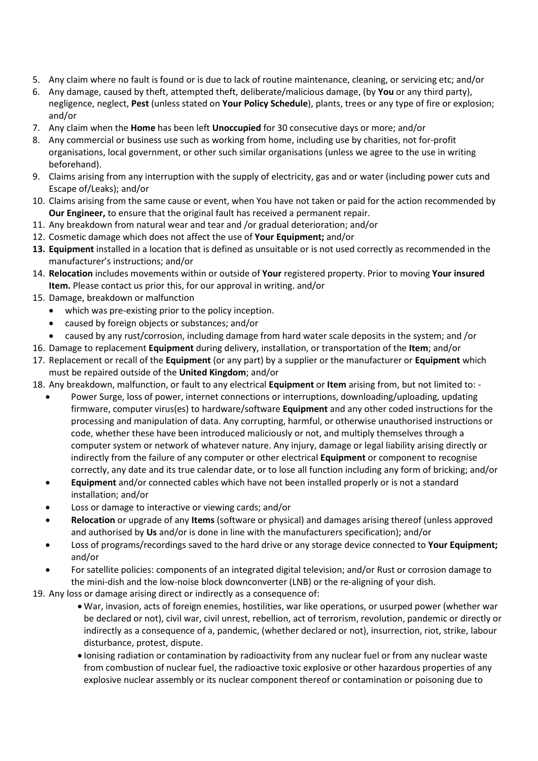5. Any claim where no fault is found or is due to lack of routine maintenance, cleaning, or servicing etc; and/or
6. Any damage, caused by theft, attempted theft, deliberate/malicious damage, (by **You** or any third party), negligence, neglect, **Pest** (unless stated on **Your Policy Schedule**), plants, trees or any type of fire or explosion; and/or
7. Any claim when the **Home** has been left **Unoccupied** for 30 consecutive days or more; and/or
8. Any commercial or business use such as working from home, including use by charities, not for-profit organisations, local government, or other such similar organisations (unless we agree to the use in writing beforehand).
9. Claims arising from any interruption with the supply of electricity, gas and or water (including power cuts and Escape of/Leaks); and/or
10. Claims arising from the same cause or event, when You have not taken or paid for the action recommended by **Our Engineer,** to ensure that the original fault has received a permanent repair.
11. Any breakdown from natural wear and tear and /or gradual deterioration; and/or
12. Cosmetic damage which does not affect the use of **Your Equipment;** and/or
13. **Equipment** installed in a location that is defined as unsuitable or is not used correctly as recommended in the manufacturer's instructions; and/or
14. **Relocation** includes movements within or outside of **Your** registered property. Prior to moving **Your insured Item.** Please contact us prior this, for our approval in writing. and/or
15. Damage, breakdown or malfunction
    - which was pre-existing prior to the policy inception.
    - caused by foreign objects or substances; and/or
    - caused by any rust/corrosion, including damage from hard water scale deposits in the system; and /or
16. Damage to replacement **Equipment** during delivery, installation, or transportation of the **Item**; and/or
17. Replacement or recall of the **Equipment** (or any part) by a supplier or the manufacturer or **Equipment** which must be repaired outside of the **United Kingdom**; and/or
18. Any breakdown, malfunction, or fault to any electrical **Equipment** or **Item** arising from, but not limited to: -
    - Power Surge, loss of power, internet connections or interruptions, downloading/uploading, updating firmware, computer virus(es) to hardware/software **Equipment** and any other coded instructions for the processing and manipulation of data. Any corrupting, harmful, or otherwise unauthorised instructions or code, whether these have been introduced maliciously or not, and multiply themselves through a computer system or network of whatever nature. Any injury, damage or legal liability arising directly or indirectly from the failure of any computer or other electrical **Equipment** or component to recognise correctly, any date and its true calendar date, or to lose all function including any form of bricking; and/or
    - **Equipment** and/or connected cables which have not been installed properly or is not a standard installation; and/or
    - Loss or damage to interactive or viewing cards; and/or
    - **Relocation** or upgrade of any **Items** (software or physical) and damages arising thereof (unless approved and authorised by **Us** and/or is done in line with the manufacturers specification); and/or
    - Loss of programs/recordings saved to the hard drive or any storage device connected to **Your Equipment;** and/or
    - For satellite policies: components of an integrated digital television; and/or Rust or corrosion damage to the mini-dish and the low-noise block downconverter (LNB) or the re-aligning of your dish.
19. Any loss or damage arising direct or indirectly as a consequence of:
    - War, invasion, acts of foreign enemies, hostilities, war like operations, or usurped power (whether war be declared or not), civil war, civil unrest, rebellion, act of terrorism, revolution, pandemic or directly or indirectly as a consequence of a, pandemic, (whether declared or not), insurrection, riot, strike, labour disturbance, protest, dispute.
    - Ionising radiation or contamination by radioactivity from any nuclear fuel or from any nuclear waste from combustion of nuclear fuel, the radioactive toxic explosive or other hazardous properties of any explosive nuclear assembly or its nuclear component thereof or contamination or poisoning due to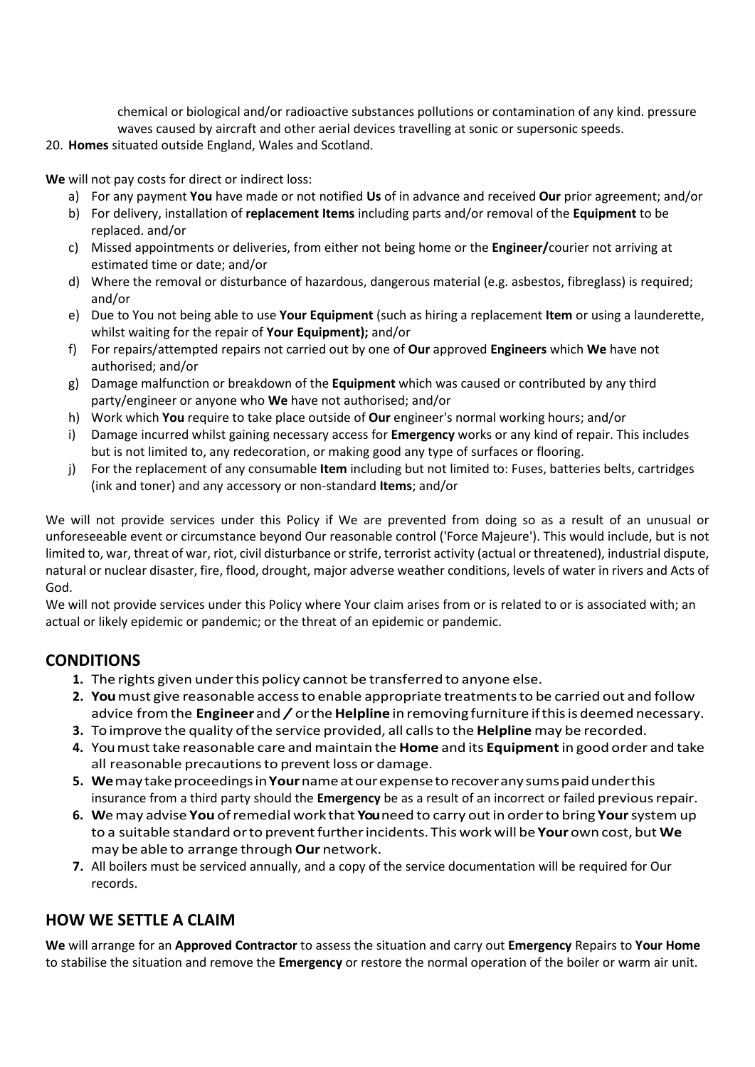chemical or biological and/or radioactive substances pollutions or contamination of any kind. pressure waves caused by aircraft and other aerial devices travelling at sonic or supersonic speeds.

20. **Homes** situated outside England, Wales and Scotland.

**We** will not pay costs for direct or indirect loss:

a) For any payment **You** have made or not notified **Us** of in advance and received **Our** prior agreement; and/or
b) For delivery, installation of **replacement Items** including parts and/or removal of the **Equipment** to be replaced. and/or
c) Missed appointments or deliveries, from either not being home or the **Engineer/**courier not arriving at estimated time or date; and/or
d) Where the removal or disturbance of hazardous, dangerous material (e.g. asbestos, fibreglass) is required; and/or
e) Due to You not being able to use **Your Equipment** (such as hiring a replacement **Item** or using a launderette, whilst waiting for the repair of **Your Equipment);** and/or
f) For repairs/attempted repairs not carried out by one of **Our** approved **Engineers** which **We** have not authorised; and/or
g) Damage malfunction or breakdown of the **Equipment** which was caused or contributed by any third party/engineer or anyone who **We** have not authorised; and/or
h) Work which **You** require to take place outside of **Our** engineer's normal working hours; and/or
i) Damage incurred whilst gaining necessary access for **Emergency** works or any kind of repair. This includes but is not limited to, any redecoration, or making good any type of surfaces or flooring.
j) For the replacement of any consumable **Item** including but not limited to: Fuses, batteries belts, cartridges (ink and toner) and any accessory or non-standard **Items**; and/or

We will not provide services under this Policy if We are prevented from doing so as a result of an unusual or unforeseeable event or circumstance beyond Our reasonable control ('Force Majeure'). This would include, but is not limited to, war, threat of war, riot, civil disturbance or strife, terrorist activity (actual or threatened), industrial dispute, natural or nuclear disaster, fire, flood, drought, major adverse weather conditions, levels of water in rivers and Acts of God.

We will not provide services under this Policy where Your claim arises from or is related to or is associated with; an actual or likely epidemic or pandemic; or the threat of an epidemic or pandemic.

## CONDITIONS

1. The rights given under this policy cannot be transferred to anyone else.
2. **You** must give reasonable access to enable appropriate treatments to be carried out and follow advice from the **Engineer** and **/** or the **Helpline** in removing furniture if this is deemed necessary.
3. To improve the quality of the service provided, all calls to the **Helpline** may be recorded.
4. You must take reasonable care and maintain the **Home** and its **Equipment** in good order and take all reasonable precautions to prevent loss or damage.
5. **We** may take proceedings in **Your** name at our expense to recover any sums paid under this insurance from a third party should the **Emergency** be as a result of an incorrect or failed previous repair.
6. **W**e may advise **You** of remedial work that **You** need to carry out in order to bring **Your** system up to a suitable standard or to prevent further incidents. This work will be **Your** own cost, but **We** may be able to arrange through **Our** network.
7. All boilers must be serviced annually, and a copy of the service documentation will be required for Our records.

## HOW WE SETTLE A CLAIM

**We** will arrange for an **Approved Contractor** to assess the situation and carry out **Emergency** Repairs to **Your Home** to stabilise the situation and remove the **Emergency** or restore the normal operation of the boiler or warm air unit.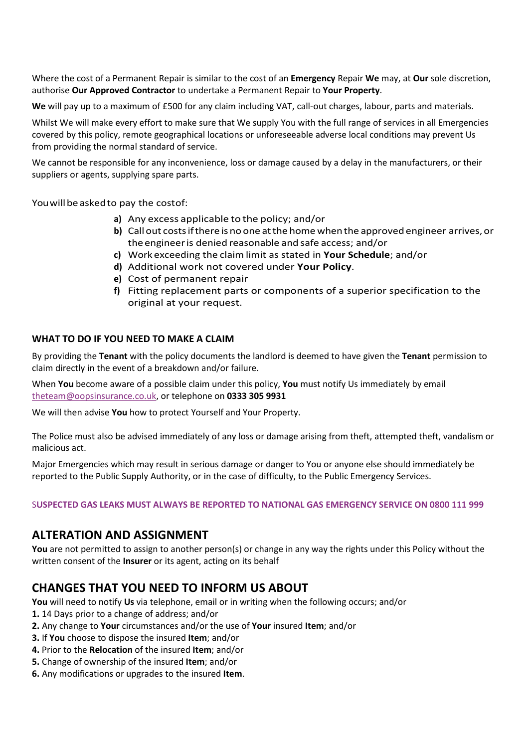Where the cost of a Permanent Repair is similar to the cost of an **Emergency** Repair **We** may, at **Our** sole discretion, authorise **Our Approved Contractor** to undertake a Permanent Repair to **Your Property**.

**We** will pay up to a maximum of £500 for any claim including VAT, call-out charges, labour, parts and materials.

Whilst We will make every effort to make sure that We supply You with the full range of services in all Emergencies covered by this policy, remote geographical locations or unforeseeable adverse local conditions may prevent Us from providing the normal standard of service.

We cannot be responsible for any inconvenience, loss or damage caused by a delay in the manufacturers, or their suppliers or agents, supplying spare parts.

You will be asked to pay the cost of:

- **a)** Any excess applicable to the policy; and/or
- **b)** Call out costs if there is no one at the home when the approved engineer arrives, or the engineer is denied reasonable and safe access; and/or
- **c)** Work exceeding the claim limit as stated in **Your Schedule**; and/or
- **d)** Additional work not covered under **Your Policy**.
- **e)** Cost of permanent repair
- **f)** Fitting replacement parts or components of a superior specification to the original at your request.

### WHAT TO DO IF YOU NEED TO MAKE A CLAIM

By providing the **Tenant** with the policy documents the landlord is deemed to have given the **Tenant** permission to claim directly in the event of a breakdown and/or failure.

When **You** become aware of a possible claim under this policy, **You** must notify Us immediately by email theteam@oopsinsurance.co.uk, or telephone on **0333 305 9931**

We will then advise **You** how to protect Yourself and Your Property.

The Police must also be advised immediately of any loss or damage arising from theft, attempted theft, vandalism or malicious act.

Major Emergencies which may result in serious damage or danger to You or anyone else should immediately be reported to the Public Supply Authority, or in the case of difficulty, to the Public Emergency Services.

**SUSPECTED GAS LEAKS MUST ALWAYS BE REPORTED TO NATIONAL GAS EMERGENCY SERVICE ON 0800 111 999**

## ALTERATION AND ASSIGNMENT

**You** are not permitted to assign to another person(s) or change in any way the rights under this Policy without the written consent of the **Insurer** or its agent, acting on its behalf

## CHANGES THAT YOU NEED TO INFORM US ABOUT

**You** will need to notify **Us** via telephone, email or in writing when the following occurs; and/or

1. 14 Days prior to a change of address; and/or
2. Any change to **Your** circumstances and/or the use of **Your** insured **Item**; and/or
3. If **You** choose to dispose the insured **Item**; and/or
4. Prior to the **Relocation** of the insured **Item**; and/or
5. Change of ownership of the insured **Item**; and/or
6. Any modifications or upgrades to the insured **Item**.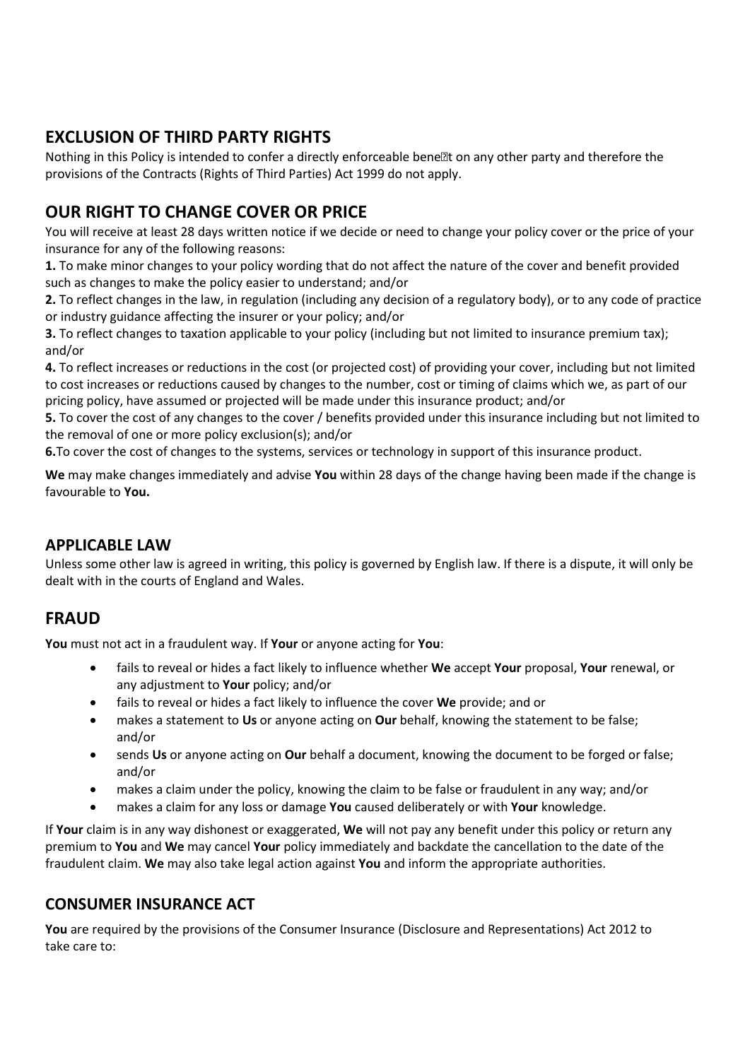## EXCLUSION OF THIRD PARTY RIGHTS

Nothing in this Policy is intended to confer a directly enforceable benefit on any other party and therefore the provisions of the Contracts (Rights of Third Parties) Act 1999 do not apply.

## OUR RIGHT TO CHANGE COVER OR PRICE

You will receive at least 28 days written notice if we decide or need to change your policy cover or the price of your insurance for any of the following reasons:

**1.** To make minor changes to your policy wording that do not affect the nature of the cover and benefit provided such as changes to make the policy easier to understand; and/or

**2.** To reflect changes in the law, in regulation (including any decision of a regulatory body), or to any code of practice or industry guidance affecting the insurer or your policy; and/or

**3.** To reflect changes to taxation applicable to your policy (including but not limited to insurance premium tax); and/or

**4.** To reflect increases or reductions in the cost (or projected cost) of providing your cover, including but not limited to cost increases or reductions caused by changes to the number, cost or timing of claims which we, as part of our pricing policy, have assumed or projected will be made under this insurance product; and/or

**5.** To cover the cost of any changes to the cover / benefits provided under this insurance including but not limited to the removal of one or more policy exclusion(s); and/or

**6.**To cover the cost of changes to the systems, services or technology in support of this insurance product.

**We** may make changes immediately and advise **You** within 28 days of the change having been made if the change is favourable to **You.**

### APPLICABLE LAW

Unless some other law is agreed in writing, this policy is governed by English law. If there is a dispute, it will only be dealt with in the courts of England and Wales.

## FRAUD

**You** must not act in a fraudulent way. If **Your** or anyone acting for **You**:

- fails to reveal or hides a fact likely to influence whether **We** accept **Your** proposal, **Your** renewal, or any adjustment to **Your** policy; and/or
- fails to reveal or hides a fact likely to influence the cover **We** provide; and or
- makes a statement to **Us** or anyone acting on **Our** behalf, knowing the statement to be false; and/or
- sends **Us** or anyone acting on **Our** behalf a document, knowing the document to be forged or false; and/or
- makes a claim under the policy, knowing the claim to be false or fraudulent in any way; and/or
- makes a claim for any loss or damage **You** caused deliberately or with **Your** knowledge.

If **Your** claim is in any way dishonest or exaggerated, **We** will not pay any benefit under this policy or return any premium to **You** and **We** may cancel **Your** policy immediately and backdate the cancellation to the date of the fraudulent claim. **We** may also take legal action against **You** and inform the appropriate authorities.

### CONSUMER INSURANCE ACT

**You** are required by the provisions of the Consumer Insurance (Disclosure and Representations) Act 2012 to take care to: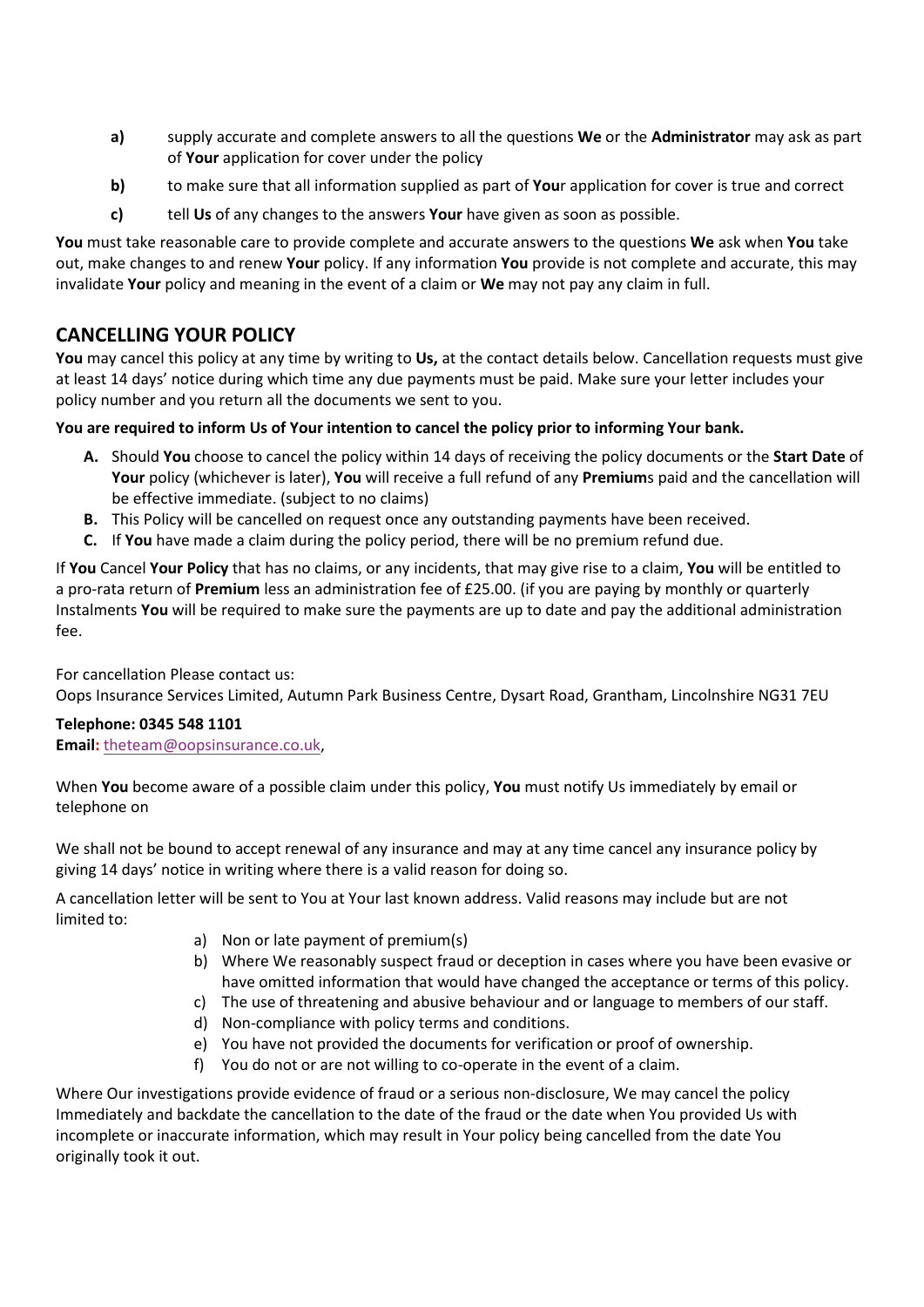- **a)** supply accurate and complete answers to all the questions **We** or the **Administrator** may ask as part of **Your** application for cover under the policy
- **b)** to make sure that all information supplied as part of **You**r application for cover is true and correct
- **c)** tell **Us** of any changes to the answers **Your** have given as soon as possible.

**You** must take reasonable care to provide complete and accurate answers to the questions **We** ask when **You** take out, make changes to and renew **Your** policy. If any information **You** provide is not complete and accurate, this may invalidate **Your** policy and meaning in the event of a claim or **We** may not pay any claim in full.

## CANCELLING YOUR POLICY

**You** may cancel this policy at any time by writing to **Us,** at the contact details below. Cancellation requests must give at least 14 days' notice during which time any due payments must be paid. Make sure your letter includes your policy number and you return all the documents we sent to you.

**You are required to inform Us of Your intention to cancel the policy prior to informing Your bank.**

- **A.** Should **You** choose to cancel the policy within 14 days of receiving the policy documents or the **Start Date** of **Your** policy (whichever is later), **You** will receive a full refund of any **Premium**s paid and the cancellation will be effective immediate. (subject to no claims)
- **B.** This Policy will be cancelled on request once any outstanding payments have been received.
- **C.** If **You** have made a claim during the policy period, there will be no premium refund due.

If **You** Cancel **Your Policy** that has no claims, or any incidents, that may give rise to a claim, **You** will be entitled to a pro-rata return of **Premium** less an administration fee of £25.00. (if you are paying by monthly or quarterly Instalments **You** will be required to make sure the payments are up to date and pay the additional administration fee.

For cancellation Please contact us:
Oops Insurance Services Limited, Autumn Park Business Centre, Dysart Road, Grantham, Lincolnshire NG31 7EU

**Telephone: 0345 548 1101**
**Email:** theteam@oopsinsurance.co.uk,

When **You** become aware of a possible claim under this policy, **You** must notify Us immediately by email or telephone on

We shall not be bound to accept renewal of any insurance and may at any time cancel any insurance policy by giving 14 days' notice in writing where there is a valid reason for doing so.

A cancellation letter will be sent to You at Your last known address. Valid reasons may include but are not limited to:

- a) Non or late payment of premium(s)
- b) Where We reasonably suspect fraud or deception in cases where you have been evasive or have omitted information that would have changed the acceptance or terms of this policy.
- c) The use of threatening and abusive behaviour and or language to members of our staff.
- d) Non-compliance with policy terms and conditions.
- e) You have not provided the documents for verification or proof of ownership.
- f) You do not or are not willing to co-operate in the event of a claim.

Where Our investigations provide evidence of fraud or a serious non-disclosure, We may cancel the policy Immediately and backdate the cancellation to the date of the fraud or the date when You provided Us with incomplete or inaccurate information, which may result in Your policy being cancelled from the date You originally took it out.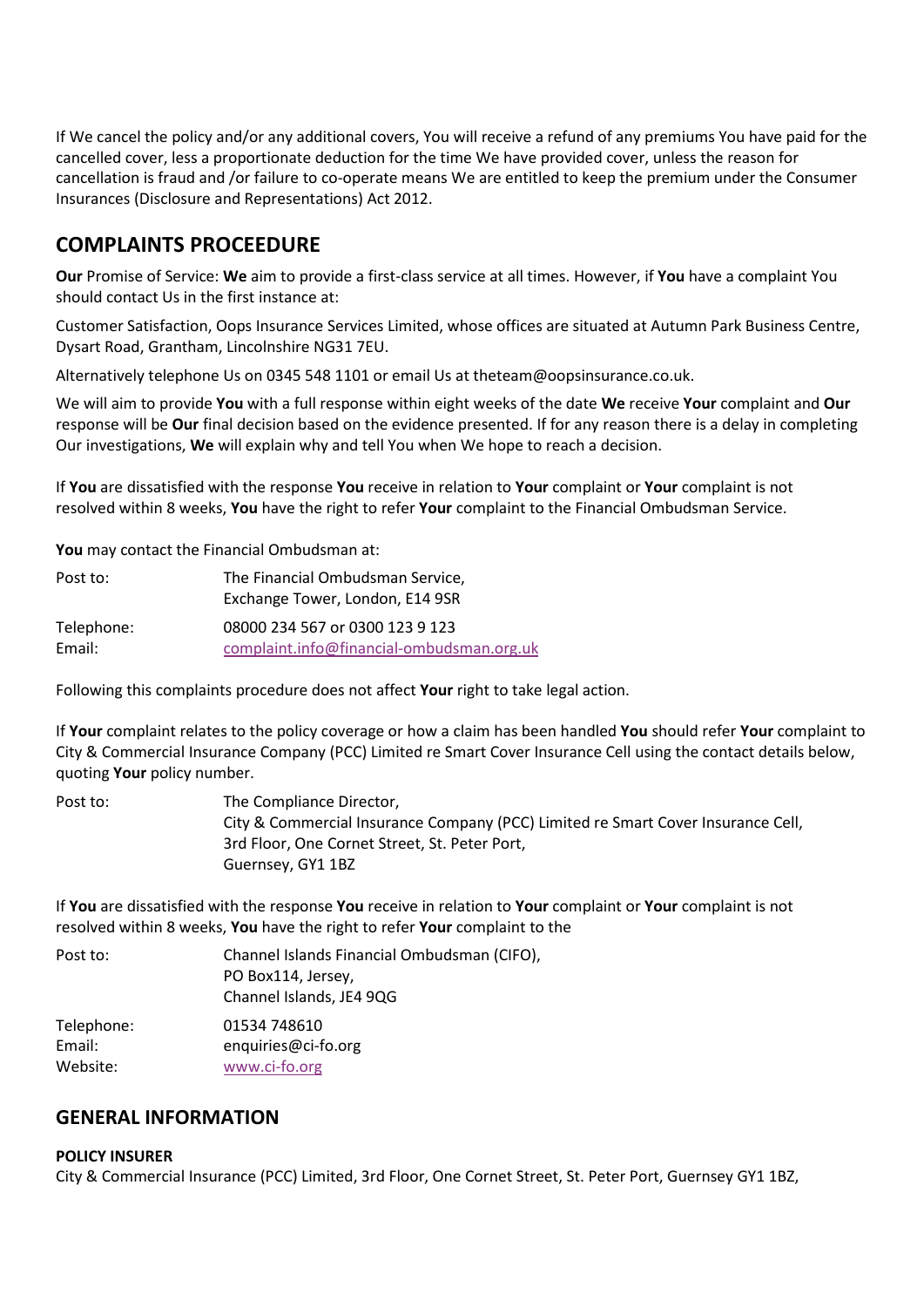If We cancel the policy and/or any additional covers, You will receive a refund of any premiums You have paid for the cancelled cover, less a proportionate deduction for the time We have provided cover, unless the reason for cancellation is fraud and /or failure to co-operate means We are entitled to keep the premium under the Consumer Insurances (Disclosure and Representations) Act 2012.

## COMPLAINTS PROCEDURE

**Our** Promise of Service: **We** aim to provide a first-class service at all times. However, if **You** have a complaint You should contact Us in the first instance at:

Customer Satisfaction, Oops Insurance Services Limited, whose offices are situated at Autumn Park Business Centre, Dysart Road, Grantham, Lincolnshire NG31 7EU.

Alternatively telephone Us on 0345 548 1101 or email Us at theteam@oopsinsurance.co.uk.

We will aim to provide **You** with a full response within eight weeks of the date **We** receive **Your** complaint and **Our** response will be **Our** final decision based on the evidence presented. If for any reason there is a delay in completing Our investigations, **We** will explain why and tell You when We hope to reach a decision.

If **You** are dissatisfied with the response **You** receive in relation to **Your** complaint or **Your** complaint is not resolved within 8 weeks, **You** have the right to refer **Your** complaint to the Financial Ombudsman Service.

**You** may contact the Financial Ombudsman at:

| | |
|---|---|
| Post to: | The Financial Ombudsman Service, Exchange Tower, London, E14 9SR |
| Telephone: | 08000 234 567 or 0300 123 9 123 |
| Email: | complaint.info@financial-ombudsman.org.uk |

Following this complaints procedure does not affect **Your** right to take legal action.

If **Your** complaint relates to the policy coverage or how a claim has been handled **You** should refer **Your** complaint to City & Commercial Insurance Company (PCC) Limited re Smart Cover Insurance Cell using the contact details below, quoting **Your** policy number.

| | |
|---|---|
| Post to: | The Compliance Director, City & Commercial Insurance Company (PCC) Limited re Smart Cover Insurance Cell, 3rd Floor, One Cornet Street, St. Peter Port, Guernsey, GY1 1BZ |

If **You** are dissatisfied with the response **You** receive in relation to **Your** complaint or **Your** complaint is not resolved within 8 weeks, **You** have the right to refer **Your** complaint to the

| | |
|---|---|
| Post to: | Channel Islands Financial Ombudsman (CIFO), PO Box114, Jersey, Channel Islands, JE4 9QG |
| Telephone: | 01534 748610 |
| Email: | enquiries@ci-fo.org |
| Website: | www.ci-fo.org |

## GENERAL INFORMATION

**POLICY INSURER**

City & Commercial Insurance (PCC) Limited, 3rd Floor, One Cornet Street, St. Peter Port, Guernsey GY1 1BZ,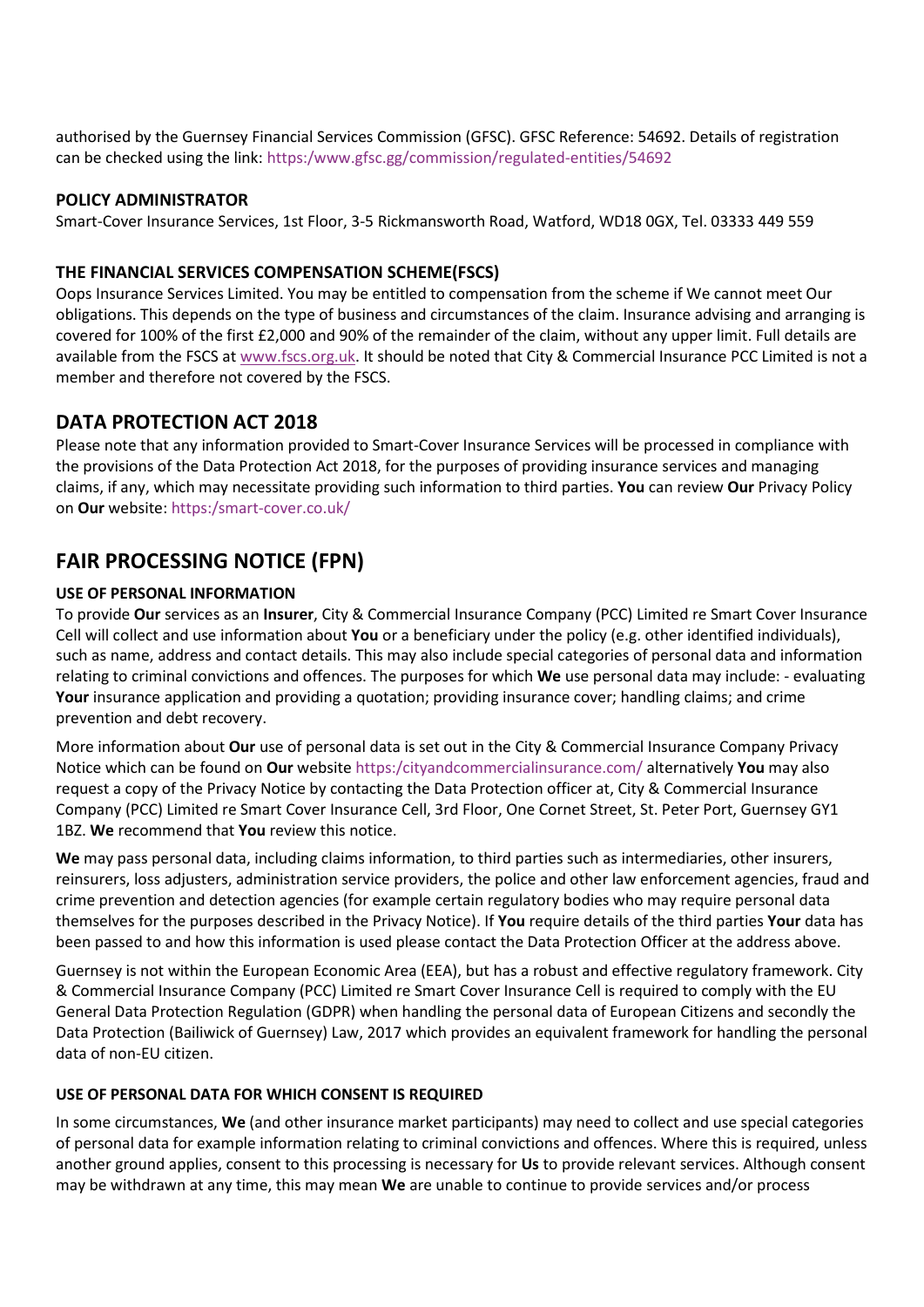authorised by the Guernsey Financial Services Commission (GFSC). GFSC Reference: 54692. Details of registration can be checked using the link: https:/www.gfsc.gg/commission/regulated-entities/54692

### POLICY ADMINISTRATOR

Smart-Cover Insurance Services, 1st Floor, 3-5 Rickmansworth Road, Watford, WD18 0GX, Tel. 03333 449 559

### THE FINANCIAL SERVICES COMPENSATION SCHEME(FSCS)

Oops Insurance Services Limited. You may be entitled to compensation from the scheme if We cannot meet Our obligations. This depends on the type of business and circumstances of the claim. Insurance advising and arranging is covered for 100% of the first £2,000 and 90% of the remainder of the claim, without any upper limit. Full details are available from the FSCS at www.fscs.org.uk. It should be noted that City & Commercial Insurance PCC Limited is not a member and therefore not covered by the FSCS.

## DATA PROTECTION ACT 2018

Please note that any information provided to Smart-Cover Insurance Services will be processed in compliance with the provisions of the Data Protection Act 2018, for the purposes of providing insurance services and managing claims, if any, which may necessitate providing such information to third parties. **You** can review **Our** Privacy Policy on **Our** website: https:/smart-cover.co.uk/

## FAIR PROCESSING NOTICE (FPN)

### USE OF PERSONAL INFORMATION

To provide **Our** services as an **Insurer**, City & Commercial Insurance Company (PCC) Limited re Smart Cover Insurance Cell will collect and use information about **You** or a beneficiary under the policy (e.g. other identified individuals), such as name, address and contact details. This may also include special categories of personal data and information relating to criminal convictions and offences. The purposes for which **We** use personal data may include: - evaluating **Your** insurance application and providing a quotation; providing insurance cover; handling claims; and crime prevention and debt recovery.

More information about **Our** use of personal data is set out in the City & Commercial Insurance Company Privacy Notice which can be found on **Our** website https:/cityandcommercialinsurance.com/ alternatively **You** may also request a copy of the Privacy Notice by contacting the Data Protection officer at, City & Commercial Insurance Company (PCC) Limited re Smart Cover Insurance Cell, 3rd Floor, One Cornet Street, St. Peter Port, Guernsey GY1 1BZ. **We** recommend that **You** review this notice.

**We** may pass personal data, including claims information, to third parties such as intermediaries, other insurers, reinsurers, loss adjusters, administration service providers, the police and other law enforcement agencies, fraud and crime prevention and detection agencies (for example certain regulatory bodies who may require personal data themselves for the purposes described in the Privacy Notice). If **You** require details of the third parties **Your** data has been passed to and how this information is used please contact the Data Protection Officer at the address above.

Guernsey is not within the European Economic Area (EEA), but has a robust and effective regulatory framework. City & Commercial Insurance Company (PCC) Limited re Smart Cover Insurance Cell is required to comply with the EU General Data Protection Regulation (GDPR) when handling the personal data of European Citizens and secondly the Data Protection (Bailiwick of Guernsey) Law, 2017 which provides an equivalent framework for handling the personal data of non-EU citizen.

### USE OF PERSONAL DATA FOR WHICH CONSENT IS REQUIRED

In some circumstances, **We** (and other insurance market participants) may need to collect and use special categories of personal data for example information relating to criminal convictions and offences. Where this is required, unless another ground applies, consent to this processing is necessary for **Us** to provide relevant services. Although consent may be withdrawn at any time, this may mean **We** are unable to continue to provide services and/or process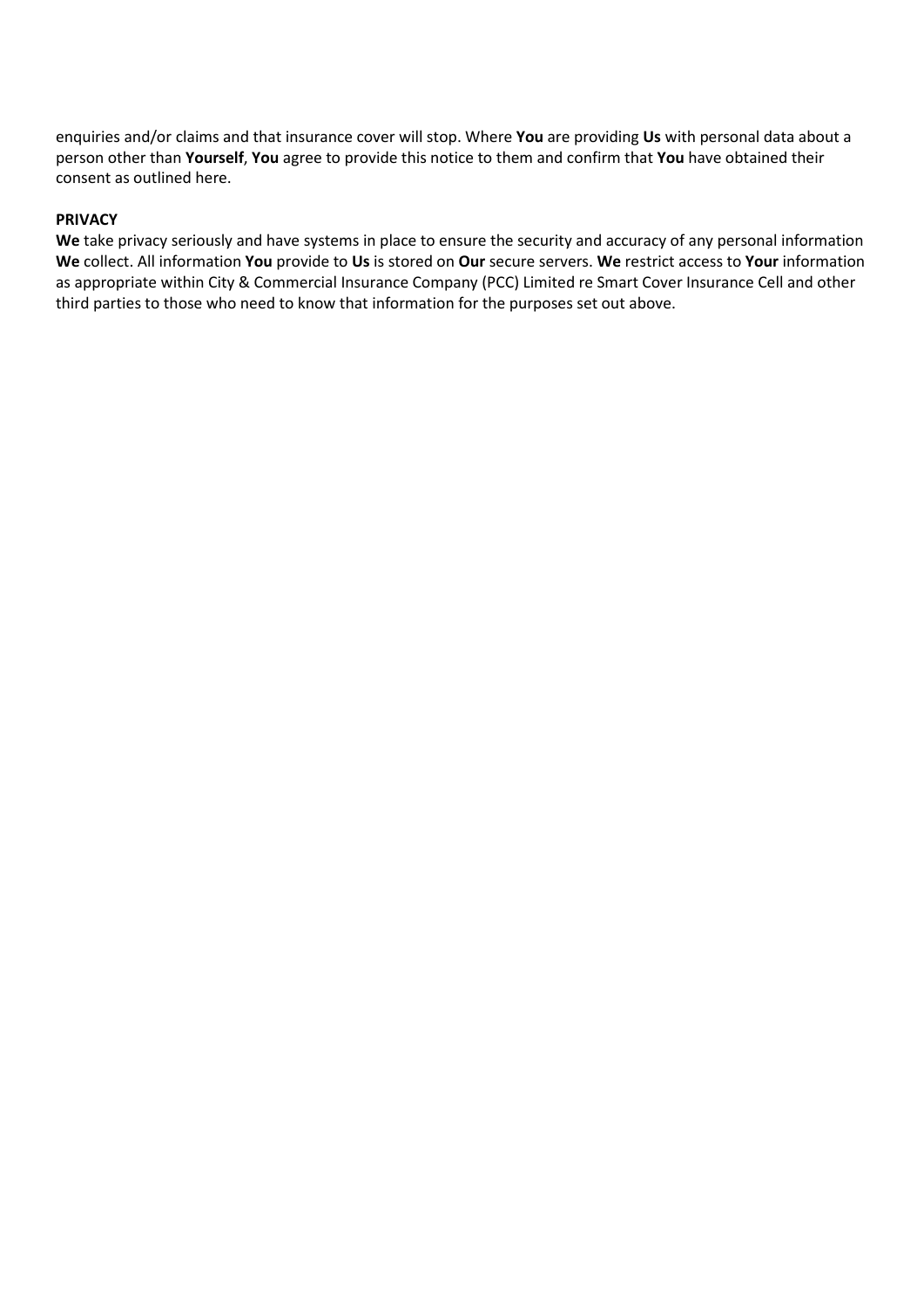enquiries and/or claims and that insurance cover will stop. Where **You** are providing **Us** with personal data about a person other than **Yourself**, **You** agree to provide this notice to them and confirm that **You** have obtained their consent as outlined here.

**PRIVACY**

**We** take privacy seriously and have systems in place to ensure the security and accuracy of any personal information **We** collect. All information **You** provide to **Us** is stored on **Our** secure servers. **We** restrict access to **Your** information as appropriate within City & Commercial Insurance Company (PCC) Limited re Smart Cover Insurance Cell and other third parties to those who need to know that information for the purposes set out above.